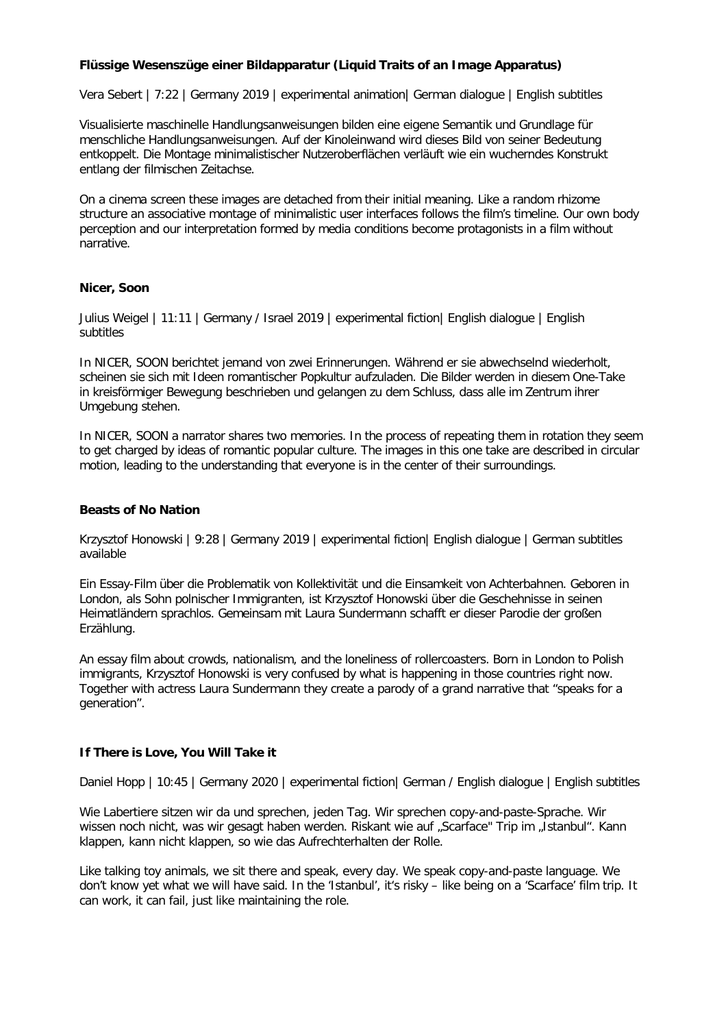**Flüssige Wesenszüge einer Bildapparatur (Liquid Traits of an Image Apparatus)**

Vera Sebert | 7:22 | Germany 2019 | experimental animation| German dialogue | English subtitles

Visualisierte maschinelle Handlungsanweisungen bilden eine eigene Semantik und Grundlage für menschliche Handlungsanweisungen. Auf der Kinoleinwand wird dieses Bild von seiner Bedeutung entkoppelt. Die Montage minimalistischer Nutzeroberflächen verläuft wie ein wucherndes Konstrukt entlang der filmischen Zeitachse.

On a cinema screen these images are detached from their initial meaning. Like a random rhizome structure an associative montage of minimalistic user interfaces follows the film's timeline. Our own body perception and our interpretation formed by media conditions become protagonists in a film without narrative.

**Nicer, Soon**

Julius Weigel | 11:11 | Germany / Israel 2019 | experimental fiction| English dialogue | English subtitles

In NICER, SOON berichtet jemand von zwei Erinnerungen. Während er sie abwechselnd wiederholt, scheinen sie sich mit Ideen romantischer Popkultur aufzuladen. Die Bilder werden in diesem One-Take in kreisförmiger Bewegung beschrieben und gelangen zu dem Schluss, dass alle im Zentrum ihrer Umgebung stehen.

In NICER, SOON a narrator shares two memories. In the process of repeating them in rotation they seem to get charged by ideas of romantic popular culture. The images in this one take are described in circular motion, leading to the understanding that everyone is in the center of their surroundings.

**Beasts of No Nation**

Krzysztof Honowski | 9:28 | Germany 2019 | experimental fiction| English dialogue | German subtitles available

Ein Essay-Film über die Problematik von Kollektivität und die Einsamkeit von Achterbahnen. Geboren in London, als Sohn polnischer Immigranten, ist Krzysztof Honowski über die Geschehnisse in seinen Heimatländern sprachlos. Gemeinsam mit Laura Sundermann schafft er dieser Parodie der großen Erzählung.

An essay film about crowds, nationalism, and the loneliness of rollercoasters. Born in London to Polish immigrants, Krzysztof Honowski is very confused by what is happening in those countries right now. Together with actress Laura Sundermann they create a parody of a grand narrative that "speaks for a generation".

**If There is Love, You Will Take it**

Daniel Hopp | 10:45 | Germany 2020 | experimental fiction| German / English dialogue | English subtitles

Wie Labertiere sitzen wir da und sprechen, jeden Tag. Wir sprechen copy-and-paste-Sprache. Wir wissen noch nicht, was wir gesagt haben werden. Riskant wie auf „Scarface" Trip im „Istanbul". Kann klappen, kann nicht klappen, so wie das Aufrechterhalten der Rolle.

Like talking toy animals, we sit there and speak, every day. We speak copy-and-paste language. We don't know yet what we will have said. In the 'Istanbul', it's risky – like being on a 'Scarface' film trip. It can work, it can fail, just like maintaining the role.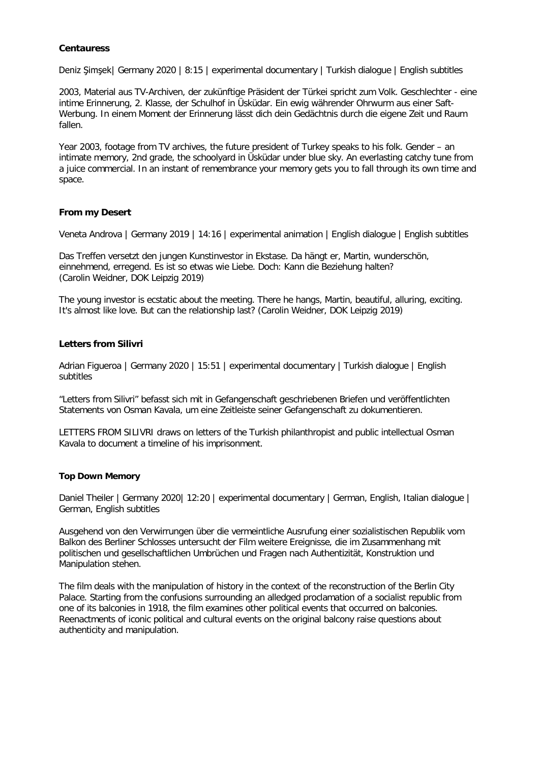**Centauress**

Deniz Şimşek| Germany 2020 | 8:15 | experimental documentary | Turkish dialogue | English subtitles

2003, Material aus TV-Archiven, der zukünftige Präsident der Türkei spricht zum Volk. Geschlechter - eine intime Erinnerung, 2. Klasse, der Schulhof in Üsküdar. Ein ewig währender Ohrwurm aus einer Saft-Werbung. In einem Moment der Erinnerung lässt dich dein Gedächtnis durch die eigene Zeit und Raum fallen.

Year 2003, footage from TV archives, the future president of Turkey speaks to his folk. Gender – an intimate memory, 2nd grade, the schoolyard in Üsküdar under blue sky. An everlasting catchy tune from a juice commercial. In an instant of remembrance your memory gets you to fall through its own time and space.

**From my Desert**

Veneta Androva | Germany 2019 | 14:16 | experimental animation | English dialogue | English subtitles

Das Treffen versetzt den jungen Kunstinvestor in Ekstase. Da hängt er, Martin, wunderschön, einnehmend, erregend. Es ist so etwas wie Liebe. Doch: Kann die Beziehung halten? (Carolin Weidner, DOK Leipzig 2019)

The young investor is ecstatic about the meeting. There he hangs, Martin, beautiful, alluring, exciting. It's almost like love. But can the relationship last? (Carolin Weidner, DOK Leipzig 2019)

**Letters from Silivri**

Adrian Figueroa | Germany 2020 | 15:51 | experimental documentary | Turkish dialogue | English subtitles

"Letters from Silivri" befasst sich mit in Gefangenschaft geschriebenen Briefen und veröffentlichten Statements von Osman Kavala, um eine Zeitleiste seiner Gefangenschaft zu dokumentieren.

LETTERS FROM SILIVRI draws on letters of the Turkish philanthropist and public intellectual Osman Kavala to document a timeline of his imprisonment.

**Top Down Memory**

Daniel Theiler | Germany 2020| 12:20 | experimental documentary | German, English, Italian dialogue | German, English subtitles

Ausgehend von den Verwirrungen über die vermeintliche Ausrufung einer sozialistischen Republik vom Balkon des Berliner Schlosses untersucht der Film weitere Ereignisse, die im Zusammenhang mit politischen und gesellschaftlichen Umbrüchen und Fragen nach Authentizität, Konstruktion und Manipulation stehen.

The film deals with the manipulation of history in the context of the reconstruction of the Berlin City Palace. Starting from the confusions surrounding an alledged proclamation of a socialist republic from one of its balconies in 1918, the film examines other political events that occurred on balconies. Reenactments of iconic political and cultural events on the original balcony raise questions about authenticity and manipulation.